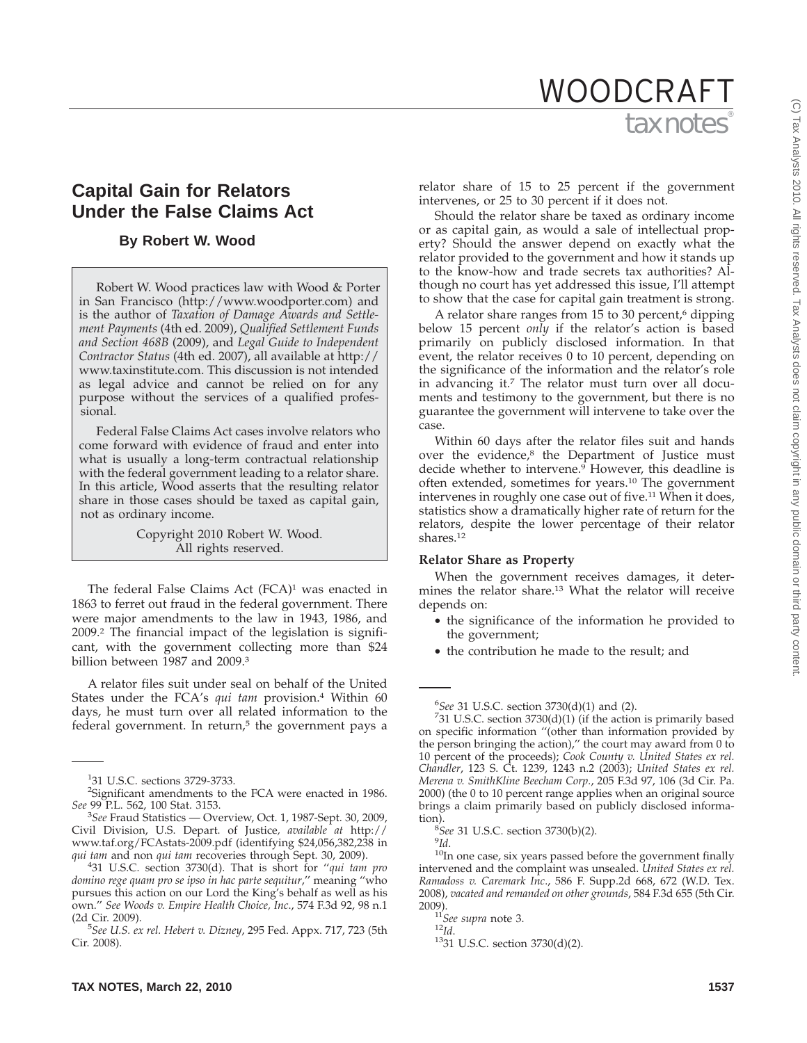# Capital Gain for Relators Under the False Claims Act

**By Robert W. Wood**

Robert W. Wood practices law with Wood & Porter in San Francisco (http://www.woodporter.com) and is the author of *Taxation of Damage Awards and Settlement Payments* (4th ed. 2009), *Qualified Settlement Funds and Section 468B* (2009), and *Legal Guide to Independent Contractor Status* (4th ed. 2007), all available at http://www.taxinstitute.com. This discussion is not intended as legal advice and cannot be relied on for any purpose without the services of a qualified professional.

Federal False Claims Act cases involve relators who come forward with evidence of fraud and enter into what is usually a long-term contractual relationship with the federal government leading to a relator share. In this article, Wood asserts that the resulting relator share in those cases should be taxed as capital gain, not as ordinary income.

Copyright 2010 Robert W. Wood.
All rights reserved.

The federal False Claims Act (FCA)[1] was enacted in 1863 to ferret out fraud in the federal government. There were major amendments to the law in 1943, 1986, and 2009.[2] The financial impact of the legislation is significant, with the government collecting more than $24 billion between 1987 and 2009.[3]

A relator files suit under seal on behalf of the United States under the FCA's *qui tam* provision.[4] Within 60 days, he must turn over all related information to the federal government. In return,[5] the government pays a relator share of 15 to 25 percent if the government intervenes, or 25 to 30 percent if it does not.

Should the relator share be taxed as ordinary income or as capital gain, as would a sale of intellectual property? Should the answer depend on exactly what the relator provided to the government and how it stands up to the know-how and trade secrets tax authorities? Although no court has yet addressed this issue, I'll attempt to show that the case for capital gain treatment is strong.

A relator share ranges from 15 to 30 percent,[6] dipping below 15 percent *only* if the relator's action is based primarily on publicly disclosed information. In that event, the relator receives 0 to 10 percent, depending on the significance of the information and the relator's role in advancing it.[7] The relator must turn over all documents and testimony to the government, but there is no guarantee the government will intervene to take over the case.

Within 60 days after the relator files suit and hands over the evidence,[8] the Department of Justice must decide whether to intervene.[9] However, this deadline is often extended, sometimes for years.[10] The government intervenes in roughly one case out of five.[11] When it does, statistics show a dramatically higher rate of return for the relators, despite the lower percentage of their relator shares.[12]

### Relator Share as Property

When the government receives damages, it determines the relator share.[13] What the relator will receive depends on:

- the significance of the information he provided to the government;
- the contribution he made to the result; and

---

[1] 31 U.S.C. sections 3729-3733.

[2] Significant amendments to the FCA were enacted in 1986. *See* 99 P.L. 562, 100 Stat. 3153.

[3] *See* Fraud Statistics — Overview, Oct. 1, 1987-Sept. 30, 2009, Civil Division, U.S. Depart. of Justice, *available at* http://www.taf.org/FCAstats-2009.pdf (identifying $24,056,382,238 in *qui tam* and non *qui tam* recoveries through Sept. 30, 2009).

[4] 31 U.S.C. section 3730(d). That is short for "*qui tam pro domino rege quam pro se ipso in hac parte sequitur*," meaning "who pursues this action on our Lord the King's behalf as well as his own." *See Woods v. Empire Health Choice, Inc*., 574 F.3d 92, 98 n.1 (2d Cir. 2009).

[5] *See U.S. ex rel. Hebert v. Dizney*, 295 Fed. Appx. 717, 723 (5th Cir. 2008).

[6] *See* 31 U.S.C. section 3730(d)(1) and (2).

[7] 31 U.S.C. section 3730(d)(1) (if the action is primarily based on specific information "(other than information provided by the person bringing the action)," the court may award from 0 to 10 percent of the proceeds); *Cook County v. United States ex rel. Chandler*, 123 S. Ct. 1239, 1243 n.2 (2003); *United States ex rel. Merena v. SmithKline Beecham Corp.*, 205 F.3d 97, 106 (3d Cir. Pa. 2000) (the 0 to 10 percent range applies when an original source brings a claim primarily based on publicly disclosed information).

[8] *See* 31 U.S.C. section 3730(b)(2).

[9] *Id*.

[10] In one case, six years passed before the government finally intervened and the complaint was unsealed. *United States ex rel. Ramadoss v. Caremark Inc*., 586 F. Supp.2d 668, 672 (W.D. Tex. 2008), *vacated and remanded on other grounds*, 584 F.3d 655 (5th Cir. 2009).

[11] *See supra* note 3.

[12] *Id*.

[13] 31 U.S.C. section 3730(d)(2).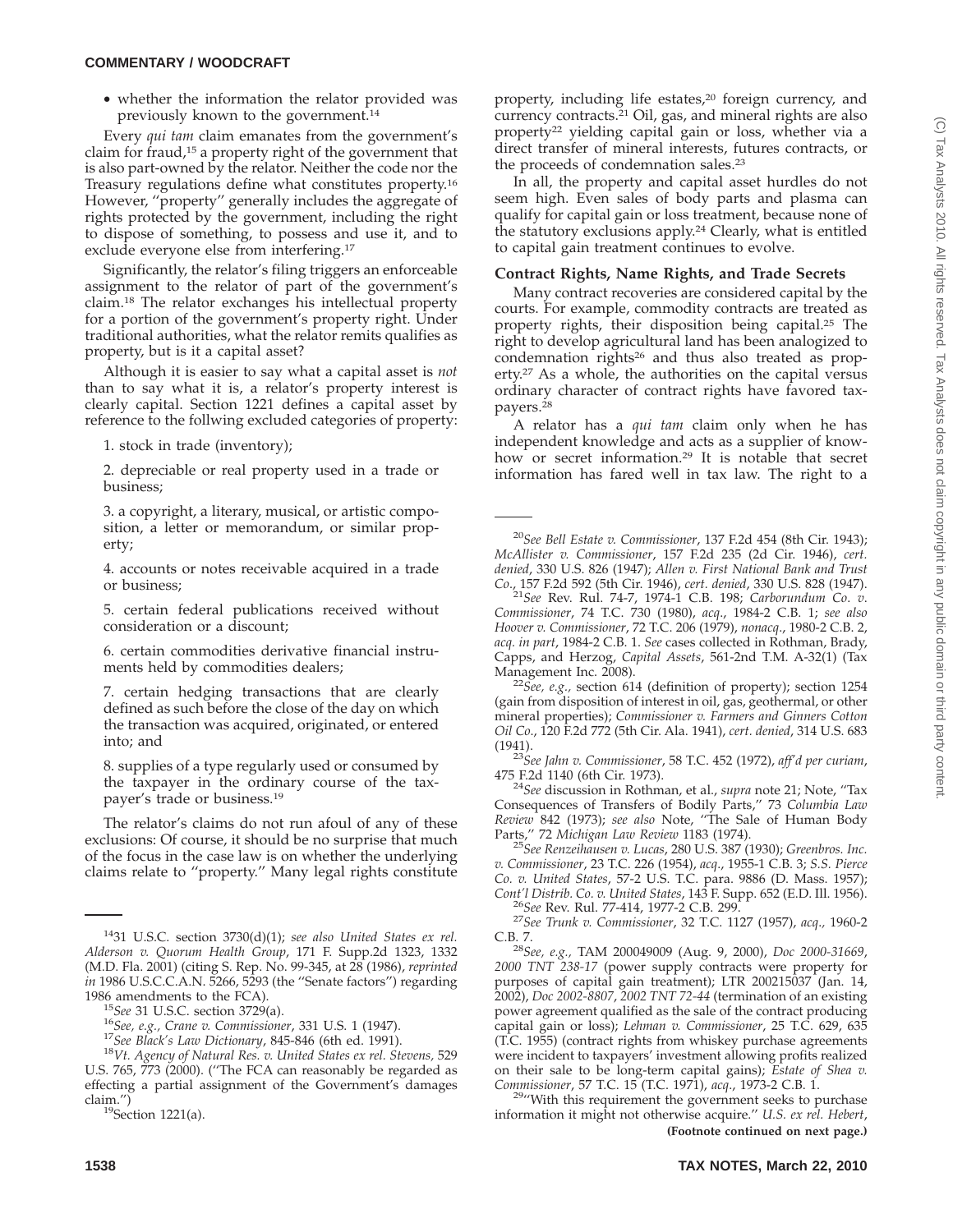- whether the information the relator provided was previously known to the government.[14]

Every *qui tam* claim emanates from the government's claim for fraud,[15] a property right of the government that is also part-owned by the relator. Neither the code nor the Treasury regulations define what constitutes property.[16] However, "property" generally includes the aggregate of rights protected by the government, including the right to dispose of something, to possess and use it, and to exclude everyone else from interfering.[17]

Significantly, the relator's filing triggers an enforceable assignment to the relator of part of the government's claim.[18] The relator exchanges his intellectual property for a portion of the government's property right. Under traditional authorities, what the relator remits qualifies as property, but is it a capital asset?

Although it is easier to say what a capital asset is *not* than to say what it is, a relator's property interest is clearly capital. Section 1221 defines a capital asset by reference to the follwing excluded categories of property:

1. stock in trade (inventory);

2. depreciable or real property used in a trade or business;

3. a copyright, a literary, musical, or artistic composition, a letter or memorandum, or similar property;

4. accounts or notes receivable acquired in a trade or business;

5. certain federal publications received without consideration or a discount;

6. certain commodities derivative financial instruments held by commodities dealers;

7. certain hedging transactions that are clearly defined as such before the close of the day on which the transaction was acquired, originated, or entered into; and

8. supplies of a type regularly used or consumed by the taxpayer in the ordinary course of the taxpayer's trade or business.[19]

The relator's claims do not run afoul of any of these exclusions: Of course, it should be no surprise that much of the focus in the case law is on whether the underlying claims relate to "property." Many legal rights constitute property, including life estates,[20] foreign currency, and currency contracts.[21] Oil, gas, and mineral rights are also property[22] yielding capital gain or loss, whether via a direct transfer of mineral interests, futures contracts, or the proceeds of condemnation sales.[23]

In all, the property and capital asset hurdles do not seem high. Even sales of body parts and plasma can qualify for capital gain or loss treatment, because none of the statutory exclusions apply.[24] Clearly, what is entitled to capital gain treatment continues to evolve.

**Contract Rights, Name Rights, and Trade Secrets**

Many contract recoveries are considered capital by the courts. For example, commodity contracts are treated as property rights, their disposition being capital.[25] The right to develop agricultural land has been analogized to condemnation rights[26] and thus also treated as property.[27] As a whole, the authorities on the capital versus ordinary character of contract rights have favored taxpayers.[28]

A relator has a *qui tam* claim only when he has independent knowledge and acts as a supplier of know-how or secret information.[29] It is notable that secret information has fared well in tax law. The right to a

---

[14] 31 U.S.C. section 3730(d)(1); *see also United States ex rel. Alderson v. Quorum Health Group*, 171 F. Supp.2d 1323, 1332 (M.D. Fla. 2001) (citing S. Rep. No. 99-345, at 28 (1986), *reprinted in* 1986 U.S.C.C.A.N. 5266, 5293 (the "Senate factors") regarding 1986 amendments to the FCA).

[15] *See* 31 U.S.C. section 3729(a).

[16] *See, e.g., Crane v. Commissioner*, 331 U.S. 1 (1947).

[17] *See Black's Law Dictionary*, 845-846 (6th ed. 1991).

[18] *Vt. Agency of Natural Res. v. United States ex rel. Stevens,* 529 U.S. 765, 773 (2000). ("The FCA can reasonably be regarded as effecting a partial assignment of the Government's damages claim.")

[19] Section 1221(a).

[20] *See Bell Estate v. Commissioner*, 137 F.2d 454 (8th Cir. 1943); *McAllister v. Commissioner*, 157 F.2d 235 (2d Cir. 1946), *cert. denied*, 330 U.S. 826 (1947); *Allen v. First National Bank and Trust Co.*, 157 F.2d 592 (5th Cir. 1946), *cert. denied*, 330 U.S. 828 (1947).

[21] *See* Rev. Rul. 74-7, 1974-1 C.B. 198; *Carborundum Co. v. Commissioner*, 74 T.C. 730 (1980), *acq.*, 1984-2 C.B. 1; *see also Hoover v. Commissioner*, 72 T.C. 206 (1979), *nonacq.*, 1980-2 C.B. 2, *acq. in part*, 1984-2 C.B. 1. *See* cases collected in Rothman, Brady, Capps, and Herzog, *Capital Assets*, 561-2nd T.M. A-32(1) (Tax Management Inc. 2008).

[22] *See, e.g.*, section 614 (definition of property); section 1254 (gain from disposition of interest in oil, gas, geothermal, or other mineral properties); *Commissioner v. Farmers and Ginners Cotton Oil Co.*, 120 F.2d 772 (5th Cir. Ala. 1941), *cert. denied*, 314 U.S. 683 (1941).

[23] *See Jahn v. Commissioner*, 58 T.C. 452 (1972), *aff'd per curiam*, 475 F.2d 1140 (6th Cir. 1973).

[24] *See* discussion in Rothman, et al., *supra* note 21; Note, "Tax Consequences of Transfers of Bodily Parts," 73 *Columbia Law Review* 842 (1973); *see also* Note, "The Sale of Human Body Parts," 72 *Michigan Law Review* 1183 (1974).

[25] *See Renzeihausen v. Lucas*, 280 U.S. 387 (1930); *Greenbros. Inc. v. Commissioner*, 23 T.C. 226 (1954), *acq.*, 1955-1 C.B. 3; *S.S. Pierce Co. v. United States*, 57-2 U.S. T.C. para. 9886 (D. Mass. 1957); *Cont'l Distrib. Co. v. United States*, 143 F. Supp. 652 (E.D. Ill. 1956).

[26] *See* Rev. Rul. 77-414, 1977-2 C.B. 299.

[27] *See Trunk v. Commissioner*, 32 T.C. 1127 (1957), *acq.*, 1960-2 C.B. 7.

[28] *See, e.g.*, TAM 200049009 (Aug. 9, 2000), *Doc 2000-31669*, *2000 TNT 238-17* (power supply contracts were property for purposes of capital gain treatment); LTR 200215037 (Jan. 14, 2002), *Doc 2002-8807*, *2002 TNT 72-44* (termination of an existing power agreement qualified as the sale of the contract producing capital gain or loss); *Lehman v. Commissioner*, 25 T.C. 629, 635 (T.C. 1955) (contract rights from whiskey purchase agreements were incident to taxpayers' investment allowing profits realized on their sale to be long-term capital gains); *Estate of Shea v. Commissioner*, 57 T.C. 15 (T.C. 1971), *acq.*, 1973-2 C.B. 1.

[29] "With this requirement the government seeks to purchase information it might not otherwise acquire." *U.S. ex rel. Hebert*,

**(Footnote continued on next page.)**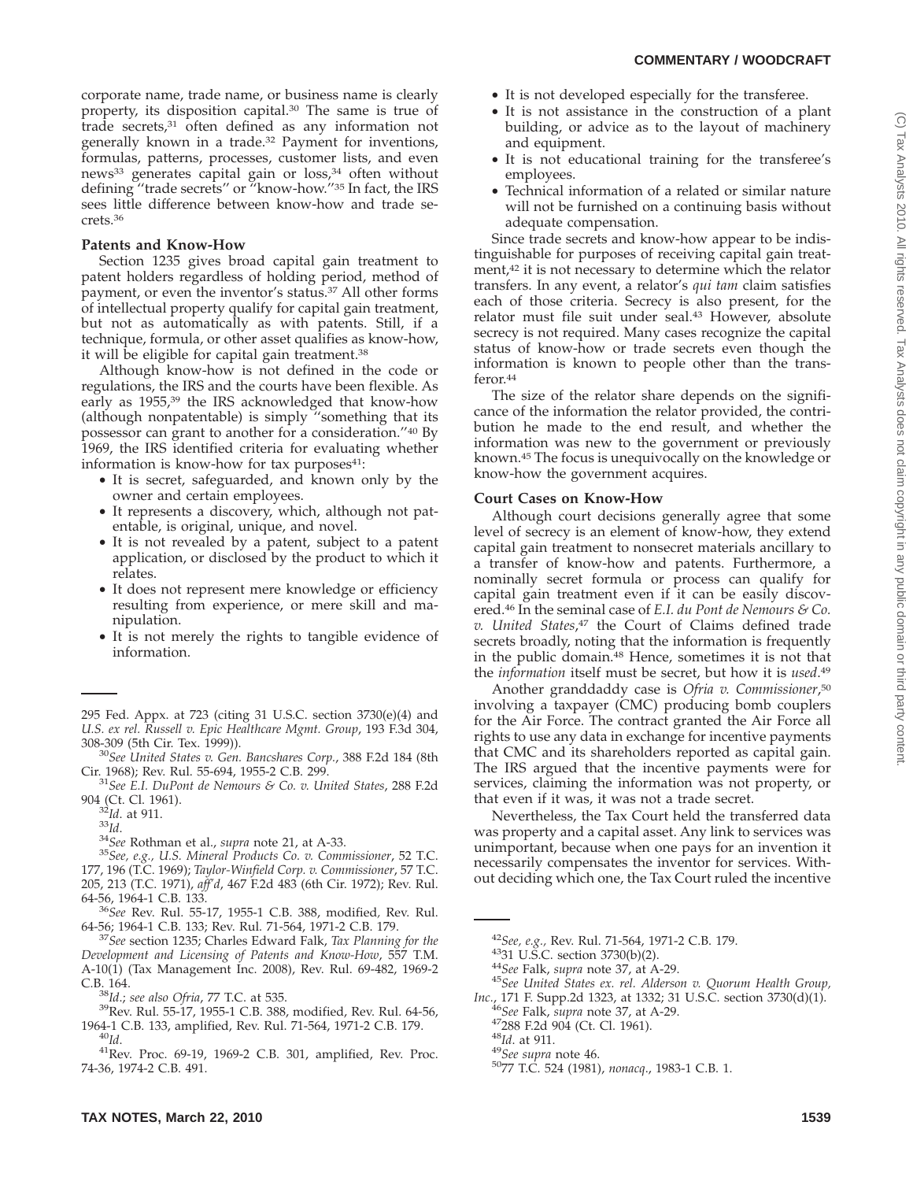corporate name, trade name, or business name is clearly property, its disposition capital.[30] The same is true of trade secrets,[31] often defined as any information not generally known in a trade.[32] Payment for inventions, formulas, patterns, processes, customer lists, and even news[33] generates capital gain or loss,[34] often without defining "trade secrets" or "know-how."[35] In fact, the IRS sees little difference between know-how and trade secrets.[36]

### Patents and Know-How

Section 1235 gives broad capital gain treatment to patent holders regardless of holding period, method of payment, or even the inventor's status.[37] All other forms of intellectual property qualify for capital gain treatment, but not as automatically as with patents. Still, if a technique, formula, or other asset qualifies as know-how, it will be eligible for capital gain treatment.[38]

Although know-how is not defined in the code or regulations, the IRS and the courts have been flexible. As early as 1955,[39] the IRS acknowledged that know-how (although nonpatentable) is simply "something that its possessor can grant to another for a consideration."[40] By 1969, the IRS identified criteria for evaluating whether information is know-how for tax purposes[41]:

- It is secret, safeguarded, and known only by the owner and certain employees.
- It represents a discovery, which, although not patentable, is original, unique, and novel.
- It is not revealed by a patent, subject to a patent application, or disclosed by the product to which it relates.
- It does not represent mere knowledge or efficiency resulting from experience, or mere skill and manipulation.
- It is not merely the rights to tangible evidence of information.
- It is not developed especially for the transferee.
- It is not assistance in the construction of a plant building, or advice as to the layout of machinery and equipment.
- It is not educational training for the transferee's employees.
- Technical information of a related or similar nature will not be furnished on a continuing basis without adequate compensation.

Since trade secrets and know-how appear to be indistinguishable for purposes of receiving capital gain treatment,[42] it is not necessary to determine which the relator transfers. In any event, a relator's *qui tam* claim satisfies each of those criteria. Secrecy is also present, for the relator must file suit under seal.[43] However, absolute secrecy is not required. Many cases recognize the capital status of know-how or trade secrets even though the information is known to people other than the transferor.[44]

The size of the relator share depends on the significance of the information the relator provided, the contribution he made to the end result, and whether the information was new to the government or previously known.[45] The focus is unequivocally on the knowledge or know-how the government acquires.

### Court Cases on Know-How

Although court decisions generally agree that some level of secrecy is an element of know-how, they extend capital gain treatment to nonsecret materials ancillary to a transfer of know-how and patents. Furthermore, a nominally secret formula or process can qualify for capital gain treatment even if it can be easily discovered.[46] In the seminal case of *E.I. du Pont de Nemours & Co. v. United States*,[47] the Court of Claims defined trade secrets broadly, noting that the information is frequently in the public domain.[48] Hence, sometimes it is not that the *information* itself must be secret, but how it is *used*.[49]

Another granddaddy case is *Ofria v. Commissioner*,[50] involving a taxpayer (CMC) producing bomb couplers for the Air Force. The contract granted the Air Force all rights to use any data in exchange for incentive payments that CMC and its shareholders reported as capital gain. The IRS argued that the incentive payments were for services, claiming the information was not property, or that even if it was, it was not a trade secret.

Nevertheless, the Tax Court held the transferred data was property and a capital asset. Any link to services was unimportant, because when one pays for an invention it necessarily compensates the inventor for services. Without deciding which one, the Tax Court ruled the incentive

---

295 Fed. Appx. at 723 (citing 31 U.S.C. section 3730(e)(4) and *U.S. ex rel. Russell v. Epic Healthcare Mgmt. Group*, 193 F.3d 304, 308-309 (5th Cir. Tex. 1999)).

[30] *See United States v. Gen. Bancshares Corp.*, 388 F.2d 184 (8th Cir. 1968); Rev. Rul. 55-694, 1955-2 C.B. 299.

[31] *See E.I. DuPont de Nemours & Co. v. United States*, 288 F.2d 904 (Ct. Cl. 1961).

[32] *Id.* at 911.

[33] *Id.*

[34] *See* Rothman et al., *supra* note 21, at A-33.

[35] *See, e.g., U.S. Mineral Products Co. v. Commissioner*, 52 T.C. 177, 196 (T.C. 1969); *Taylor-Winfield Corp. v. Commissioner*, 57 T.C. 205, 213 (T.C. 1971), *aff'd*, 467 F.2d 483 (6th Cir. 1972); Rev. Rul. 64-56, 1964-1 C.B. 133.

[36] *See* Rev. Rul. 55-17, 1955-1 C.B. 388, modified, Rev. Rul. 64-56; 1964-1 C.B. 133; Rev. Rul. 71-564, 1971-2 C.B. 179.

[37] *See* section 1235; Charles Edward Falk, *Tax Planning for the Development and Licensing of Patents and Know-How*, 557 T.M. A-10(1) (Tax Management Inc. 2008), Rev. Rul. 69-482, 1969-2 C.B. 164.

[38] *Id.*; *see also Ofria*, 77 T.C. at 535.

[39] Rev. Rul. 55-17, 1955-1 C.B. 388, modified, Rev. Rul. 64-56, 1964-1 C.B. 133, amplified, Rev. Rul. 71-564, 1971-2 C.B. 179.

[40] *Id.*

[41] Rev. Proc. 69-19, 1969-2 C.B. 301, amplified, Rev. Proc. 74-36, 1974-2 C.B. 491.

[42] *See, e.g.,* Rev. Rul. 71-564, 1971-2 C.B. 179.

[43] 31 U.S.C. section 3730(b)(2).

[44] *See* Falk, *supra* note 37, at A-29.

[45] *See United States ex. rel. Alderson v. Quorum Health Group, Inc.*, 171 F. Supp.2d 1323, at 1332; 31 U.S.C. section 3730(d)(1).

[46] *See* Falk, *supra* note 37, at A-29.

[47] 288 F.2d 904 (Ct. Cl. 1961).

[48] *Id.* at 911.

[49] *See supra* note 46.

[50] 77 T.C. 524 (1981), *nonacq.*, 1983-1 C.B. 1.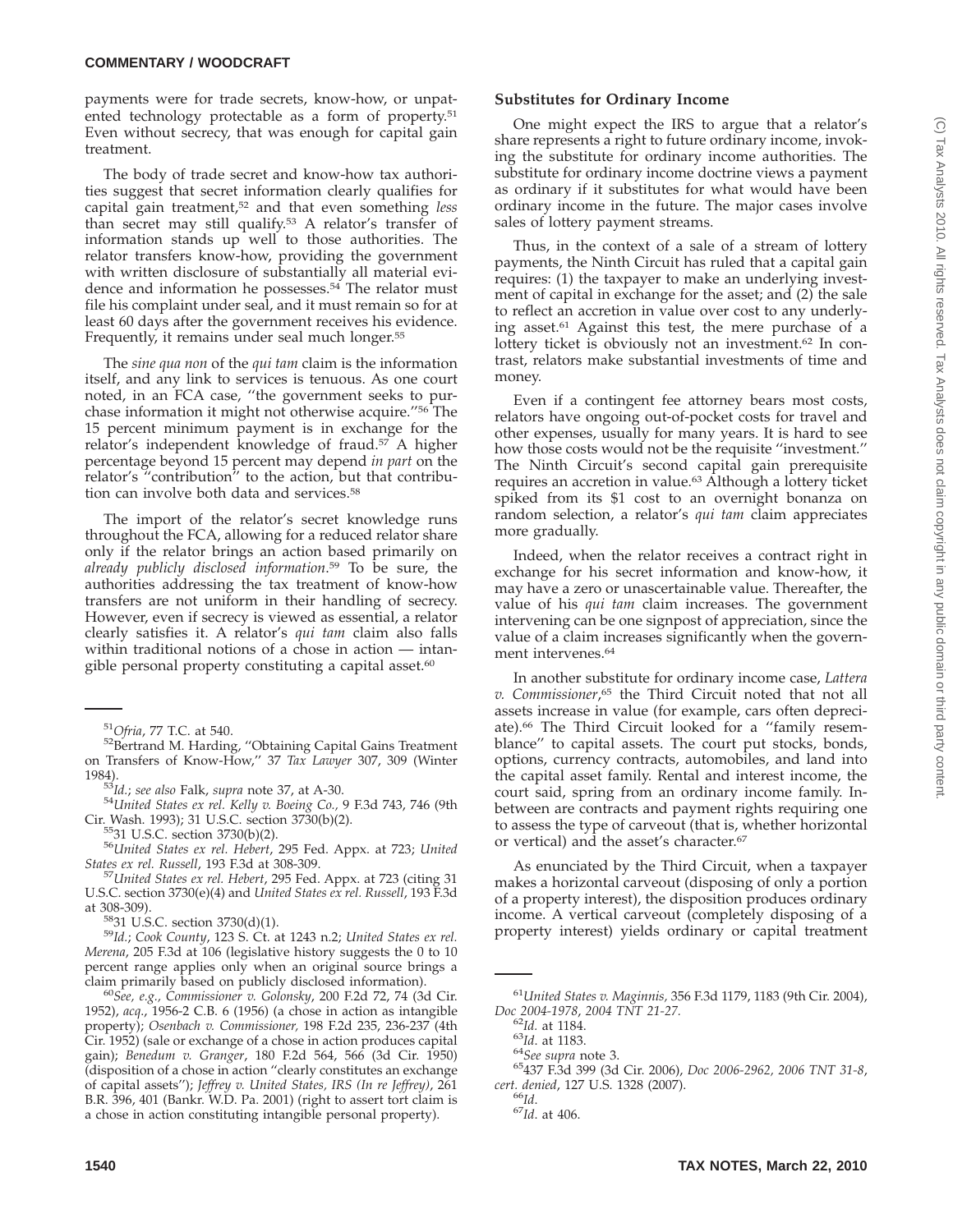payments were for trade secrets, know-how, or unpatented technology protectable as a form of property.[51] Even without secrecy, that was enough for capital gain treatment.

The body of trade secret and know-how tax authorities suggest that secret information clearly qualifies for capital gain treatment,[52] and that even something *less* than secret may still qualify.[53] A relator's transfer of information stands up well to those authorities. The relator transfers know-how, providing the government with written disclosure of substantially all material evidence and information he possesses.[54] The relator must file his complaint under seal, and it must remain so for at least 60 days after the government receives his evidence. Frequently, it remains under seal much longer.[55]

The *sine qua non* of the *qui tam* claim is the information itself, and any link to services is tenuous. As one court noted, in an FCA case, ''the government seeks to purchase information it might not otherwise acquire.''[56] The 15 percent minimum payment is in exchange for the relator's independent knowledge of fraud.[57] A higher percentage beyond 15 percent may depend *in part* on the relator's ''contribution'' to the action, but that contribution can involve both data and services.[58]

The import of the relator's secret knowledge runs throughout the FCA, allowing for a reduced relator share only if the relator brings an action based primarily on *already publicly disclosed information*.[59] To be sure, the authorities addressing the tax treatment of know-how transfers are not uniform in their handling of secrecy. However, even if secrecy is viewed as essential, a relator clearly satisfies it. A relator's *qui tam* claim also falls within traditional notions of a chose in action — intangible personal property constituting a capital asset.[60]

### Substitutes for Ordinary Income

One might expect the IRS to argue that a relator's share represents a right to future ordinary income, invoking the substitute for ordinary income authorities. The substitute for ordinary income doctrine views a payment as ordinary if it substitutes for what would have been ordinary income in the future. The major cases involve sales of lottery payment streams.

Thus, in the context of a sale of a stream of lottery payments, the Ninth Circuit has ruled that a capital gain requires: (1) the taxpayer to make an underlying investment of capital in exchange for the asset; and (2) the sale to reflect an accretion in value over cost to any underlying asset.[61] Against this test, the mere purchase of a lottery ticket is obviously not an investment.[62] In contrast, relators make substantial investments of time and money.

Even if a contingent fee attorney bears most costs, relators have ongoing out-of-pocket costs for travel and other expenses, usually for many years. It is hard to see how those costs would not be the requisite ''investment.'' The Ninth Circuit's second capital gain prerequisite requires an accretion in value.[63] Although a lottery ticket spiked from its $1 cost to an overnight bonanza on random selection, a relator's *qui tam* claim appreciates more gradually.

Indeed, when the relator receives a contract right in exchange for his secret information and know-how, it may have a zero or unascertainable value. Thereafter, the value of his *qui tam* claim increases. The government intervening can be one signpost of appreciation, since the value of a claim increases significantly when the government intervenes.[64]

In another substitute for ordinary income case, *Lattera v. Commissioner*,[65] the Third Circuit noted that not all assets increase in value (for example, cars often depreciate).[66] The Third Circuit looked for a ''family resemblance'' to capital assets. The court put stocks, bonds, options, currency contracts, automobiles, and land into the capital asset family. Rental and interest income, the court said, spring from an ordinary income family. In-between are contracts and payment rights requiring one to assess the type of carveout (that is, whether horizontal or vertical) and the asset's character.[67]

As enunciated by the Third Circuit, when a taxpayer makes a horizontal carveout (disposing of only a portion of a property interest), the disposition produces ordinary income. A vertical carveout (completely disposing of a property interest) yields ordinary or capital treatment

---

[51]*Ofria*, 77 T.C. at 540.

[52]Bertrand M. Harding, ''Obtaining Capital Gains Treatment on Transfers of Know-How,'' 37 *Tax Lawyer* 307, 309 (Winter 1984).

[53]*Id.*; *see also* Falk, *supra* note 37, at A-30.

[54]*United States ex rel. Kelly v. Boeing Co.*, 9 F.3d 743, 746 (9th Cir. Wash. 1993); 31 U.S.C. section 3730(b)(2).

[55]31 U.S.C. section 3730(b)(2).

[56]*United States ex rel. Hebert*, 295 Fed. Appx. at 723; *United States ex rel. Russell*, 193 F.3d at 308-309.

[57]*United States ex rel. Hebert*, 295 Fed. Appx. at 723 (citing 31 U.S.C. section 3730(e)(4) and *United States ex rel. Russell*, 193 F.3d at 308-309).

[58]31 U.S.C. section 3730(d)(1).

[59]*Id.*; *Cook County*, 123 S. Ct. at 1243 n.2; *United States ex rel. Merena*, 205 F.3d at 106 (legislative history suggests the 0 to 10 percent range applies only when an original source brings a claim primarily based on publicly disclosed information).

[60]*See, e.g., Commissioner v. Golonsky*, 200 F.2d 72, 74 (3d Cir. 1952), *acq.*, 1956-2 C.B. 6 (1956) (a chose in action as intangible property); *Osenbach v. Commissioner,* 198 F.2d 235, 236-237 (4th Cir. 1952) (sale or exchange of a chose in action produces capital gain); *Benedum v. Granger*, 180 F.2d 564, 566 (3d Cir. 1950) (disposition of a chose in action ''clearly constitutes an exchange of capital assets''); *Jeffrey v. United States, IRS (In re Jeffrey)*, 261 B.R. 396, 401 (Bankr. W.D. Pa. 2001) (right to assert tort claim is a chose in action constituting intangible personal property).

[61]*United States v. Maginnis*, 356 F.3d 1179, 1183 (9th Cir. 2004), *Doc 2004-1978*, *2004 TNT 21-27.*

[62]*Id.* at 1184.

[63]*Id*. at 1183.

[64]*See supra* note 3.

[65]437 F.3d 399 (3d Cir. 2006), *Doc 2006-2962, 2006 TNT 31-8*, *cert. denied*, 127 U.S. 1328 (2007).

[66]*Id.*

[67]*Id.* at 406.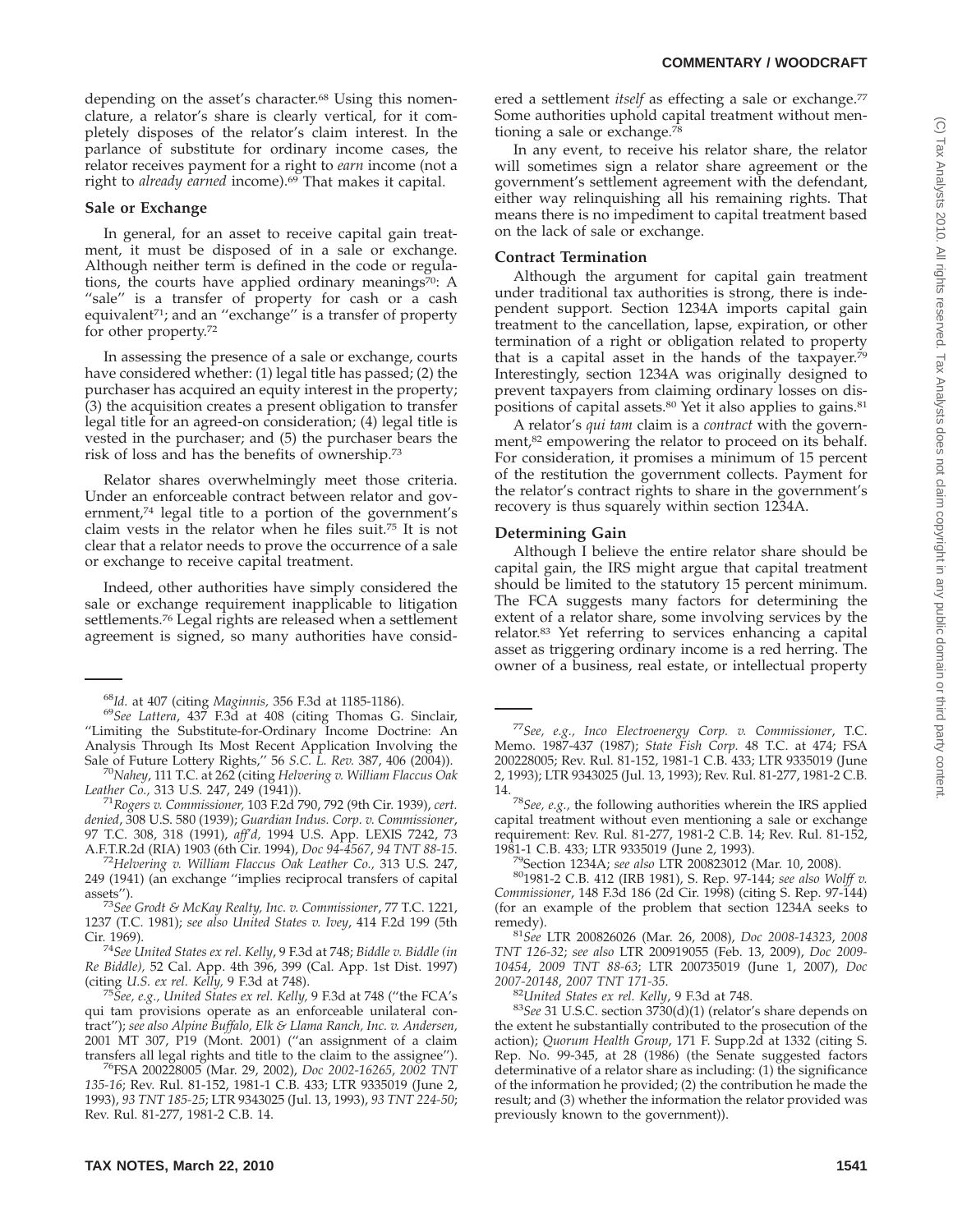depending on the asset's character.[68] Using this nomenclature, a relator's share is clearly vertical, for it completely disposes of the relator's claim interest. In the parlance of substitute for ordinary income cases, the relator receives payment for a right to *earn* income (not a right to *already earned* income).[69] That makes it capital.

### Sale or Exchange

In general, for an asset to receive capital gain treatment, it must be disposed of in a sale or exchange. Although neither term is defined in the code or regulations, the courts have applied ordinary meanings[70]: A "sale" is a transfer of property for cash or a cash equivalent[71]; and an "exchange" is a transfer of property for other property.[72]

In assessing the presence of a sale or exchange, courts have considered whether: (1) legal title has passed; (2) the purchaser has acquired an equity interest in the property; (3) the acquisition creates a present obligation to transfer legal title for an agreed-on consideration; (4) legal title is vested in the purchaser; and (5) the purchaser bears the risk of loss and has the benefits of ownership.[73]

Relator shares overwhelmingly meet those criteria. Under an enforceable contract between relator and government,[74] legal title to a portion of the government's claim vests in the relator when he files suit.[75] It is not clear that a relator needs to prove the occurrence of a sale or exchange to receive capital treatment.

Indeed, other authorities have simply considered the sale or exchange requirement inapplicable to litigation settlements.[76] Legal rights are released when a settlement agreement is signed, so many authorities have considered a settlement *itself* as effecting a sale or exchange.[77] Some authorities uphold capital treatment without mentioning a sale or exchange.[78]

In any event, to receive his relator share, the relator will sometimes sign a relator share agreement or the government's settlement agreement with the defendant, either way relinquishing all his remaining rights. That means there is no impediment to capital treatment based on the lack of sale or exchange.

### Contract Termination

Although the argument for capital gain treatment under traditional tax authorities is strong, there is independent support. Section 1234A imports capital gain treatment to the cancellation, lapse, expiration, or other termination of a right or obligation related to property that is a capital asset in the hands of the taxpayer.[79] Interestingly, section 1234A was originally designed to prevent taxpayers from claiming ordinary losses on dispositions of capital assets.[80] Yet it also applies to gains.[81]

A relator's *qui tam* claim is a *contract* with the government,[82] empowering the relator to proceed on its behalf. For consideration, it promises a minimum of 15 percent of the restitution the government collects. Payment for the relator's contract rights to share in the government's recovery is thus squarely within section 1234A.

### Determining Gain

Although I believe the entire relator share should be capital gain, the IRS might argue that capital treatment should be limited to the statutory 15 percent minimum. The FCA suggests many factors for determining the extent of a relator share, some involving services by the relator.[83] Yet referring to services enhancing a capital asset as triggering ordinary income is a red herring. The owner of a business, real estate, or intellectual property

---

[68]*Id.* at 407 (citing *Maginnis,* 356 F.3d at 1185-1186).

[69]*See Lattera*, 437 F.3d at 408 (citing Thomas G. Sinclair, "Limiting the Substitute-for-Ordinary Income Doctrine: An Analysis Through Its Most Recent Application Involving the Sale of Future Lottery Rights," 56 *S.C. L. Rev.* 387, 406 (2004)).

[70]*Nahey*, 111 T.C. at 262 (citing *Helvering v. William Flaccus Oak Leather Co.,* 313 U.S. 247, 249 (1941)).

[71]*Rogers v. Commissioner,* 103 F.2d 790, 792 (9th Cir. 1939), *cert. denied*, 308 U.S. 580 (1939); *Guardian Indus. Corp. v. Commissioner*, 97 T.C. 308, 318 (1991), *aff'd,* 1994 U.S. App. LEXIS 7242, 73 A.F.T.R.2d (RIA) 1903 (6th Cir. 1994), *Doc 94-4567*, *94 TNT 88-15.*

[72]*Helvering v. William Flaccus Oak Leather Co.,* 313 U.S. 247, 249 (1941) (an exchange "implies reciprocal transfers of capital assets").

[73]*See Grodt & McKay Realty, Inc. v. Commissioner*, 77 T.C. 1221, 1237 (T.C. 1981); *see also United States v. Ivey*, 414 F.2d 199 (5th Cir. 1969).

[74]*See United States ex rel. Kelly*, 9 F.3d at 748; *Biddle v. Biddle (in Re Biddle),* 52 Cal. App. 4th 396, 399 (Cal. App. 1st Dist. 1997) (citing *U.S. ex rel. Kelly,* 9 F.3d at 748).

[75]*See, e.g., United States ex rel. Kelly,* 9 F.3d at 748 ("the FCA's qui tam provisions operate as an enforceable unilateral contract"); *see also Alpine Buffalo, Elk & Llama Ranch, Inc. v. Andersen,* 2001 MT 307, P19 (Mont. 2001) ("an assignment of a claim transfers all legal rights and title to the claim to the assignee").

[76]FSA 200228005 (Mar. 29, 2002), *Doc 2002-16265*, *2002 TNT 135-16*; Rev. Rul. 81-152, 1981-1 C.B. 433; LTR 9335019 (June 2, 1993), *93 TNT 185-25*; LTR 9343025 (Jul. 13, 1993), *93 TNT 224-50*; Rev. Rul. 81-277, 1981-2 C.B. 14.

[77]*See, e.g., Inco Electroenergy Corp. v. Commissioner*, T.C. Memo. 1987-437 (1987); *State Fish Corp.* 48 T.C. at 474; FSA 200228005; Rev. Rul. 81-152, 1981-1 C.B. 433; LTR 9335019 (June 2, 1993); LTR 9343025 (Jul. 13, 1993); Rev. Rul. 81-277, 1981-2 C.B. 14.

[78]*See, e.g.,* the following authorities wherein the IRS applied capital treatment without even mentioning a sale or exchange requirement: Rev. Rul. 81-277, 1981-2 C.B. 14; Rev. Rul. 81-152, 1981-1 C.B. 433; LTR 9335019 (June 2, 1993).

[79]Section 1234A; *see also* LTR 200823012 (Mar. 10, 2008).

[80]1981-2 C.B. 412 (IRB 1981), S. Rep. 97-144; *see also Wolff v. Commissioner*, 148 F.3d 186 (2d Cir. 1998) (citing S. Rep. 97-144) (for an example of the problem that section 1234A seeks to remedy).

[81]*See* LTR 200826026 (Mar. 26, 2008), *Doc 2008-14323*, *2008 TNT 126-32*; *see also* LTR 200919055 (Feb. 13, 2009), *Doc 2009-10454*, *2009 TNT 88-63*; LTR 200735019 (June 1, 2007), *Doc 2007-20148*, *2007 TNT 171-35.*

[82]*United States ex rel. Kelly*, 9 F.3d at 748.

[83]*See* 31 U.S.C. section 3730(d)(1) (relator's share depends on the extent he substantially contributed to the prosecution of the action); *Quorum Health Group*, 171 F. Supp.2d at 1332 (citing S. Rep. No. 99-345, at 28 (1986) (the Senate suggested factors determinative of a relator share as including: (1) the significance of the information he provided; (2) the contribution he made the result; and (3) whether the information the relator provided was previously known to the government)).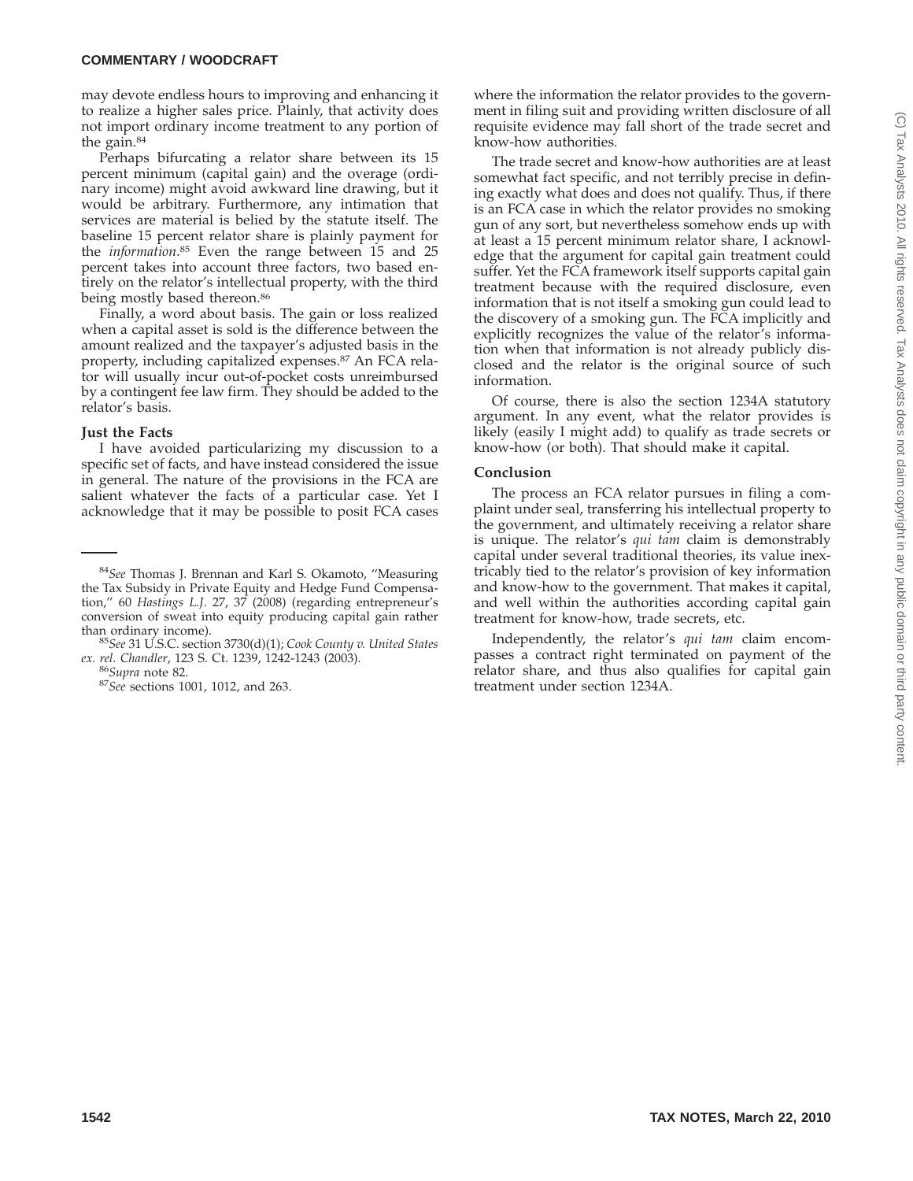may devote endless hours to improving and enhancing it to realize a higher sales price. Plainly, that activity does not import ordinary income treatment to any portion of the gain.[84]

Perhaps bifurcating a relator share between its 15 percent minimum (capital gain) and the overage (ordinary income) might avoid awkward line drawing, but it would be arbitrary. Furthermore, any intimation that services are material is belied by the statute itself. The baseline 15 percent relator share is plainly payment for the *information*.[85] Even the range between 15 and 25 percent takes into account three factors, two based entirely on the relator's intellectual property, with the third being mostly based thereon.[86]

Finally, a word about basis. The gain or loss realized when a capital asset is sold is the difference between the amount realized and the taxpayer's adjusted basis in the property, including capitalized expenses.[87] An FCA relator will usually incur out-of-pocket costs unreimbursed by a contingent fee law firm. They should be added to the relator's basis.

### Just the Facts

I have avoided particularizing my discussion to a specific set of facts, and have instead considered the issue in general. The nature of the provisions in the FCA are salient whatever the facts of a particular case. Yet I acknowledge that it may be possible to posit FCA cases where the information the relator provides to the government in filing suit and providing written disclosure of all requisite evidence may fall short of the trade secret and know-how authorities.

The trade secret and know-how authorities are at least somewhat fact specific, and not terribly precise in defining exactly what does and does not qualify. Thus, if there is an FCA case in which the relator provides no smoking gun of any sort, but nevertheless somehow ends up with at least a 15 percent minimum relator share, I acknowledge that the argument for capital gain treatment could suffer. Yet the FCA framework itself supports capital gain treatment because with the required disclosure, even information that is not itself a smoking gun could lead to the discovery of a smoking gun. The FCA implicitly and explicitly recognizes the value of the relator's information when that information is not already publicly disclosed and the relator is the original source of such information.

Of course, there is also the section 1234A statutory argument. In any event, what the relator provides is likely (easily I might add) to qualify as trade secrets or know-how (or both). That should make it capital.

### Conclusion

The process an FCA relator pursues in filing a complaint under seal, transferring his intellectual property to the government, and ultimately receiving a relator share is unique. The relator's *qui tam* claim is demonstrably capital under several traditional theories, its value inextricably tied to the relator's provision of key information and know-how to the government. That makes it capital, and well within the authorities according capital gain treatment for know-how, trade secrets, etc.

Independently, the relator's *qui tam* claim encompasses a contract right terminated on payment of the relator share, and thus also qualifies for capital gain treatment under section 1234A.

---

[84]*See* Thomas J. Brennan and Karl S. Okamoto, "Measuring the Tax Subsidy in Private Equity and Hedge Fund Compensation," 60 *Hastings L.J.* 27, 37 (2008) (regarding entrepreneur's conversion of sweat into equity producing capital gain rather than ordinary income).

[85]*See* 31 U.S.C. section 3730(d)(1); *Cook County v. United States ex. rel. Chandler*, 123 S. Ct. 1239, 1242-1243 (2003).

[86]*Supra* note 82.

[87]*See* sections 1001, 1012, and 263.